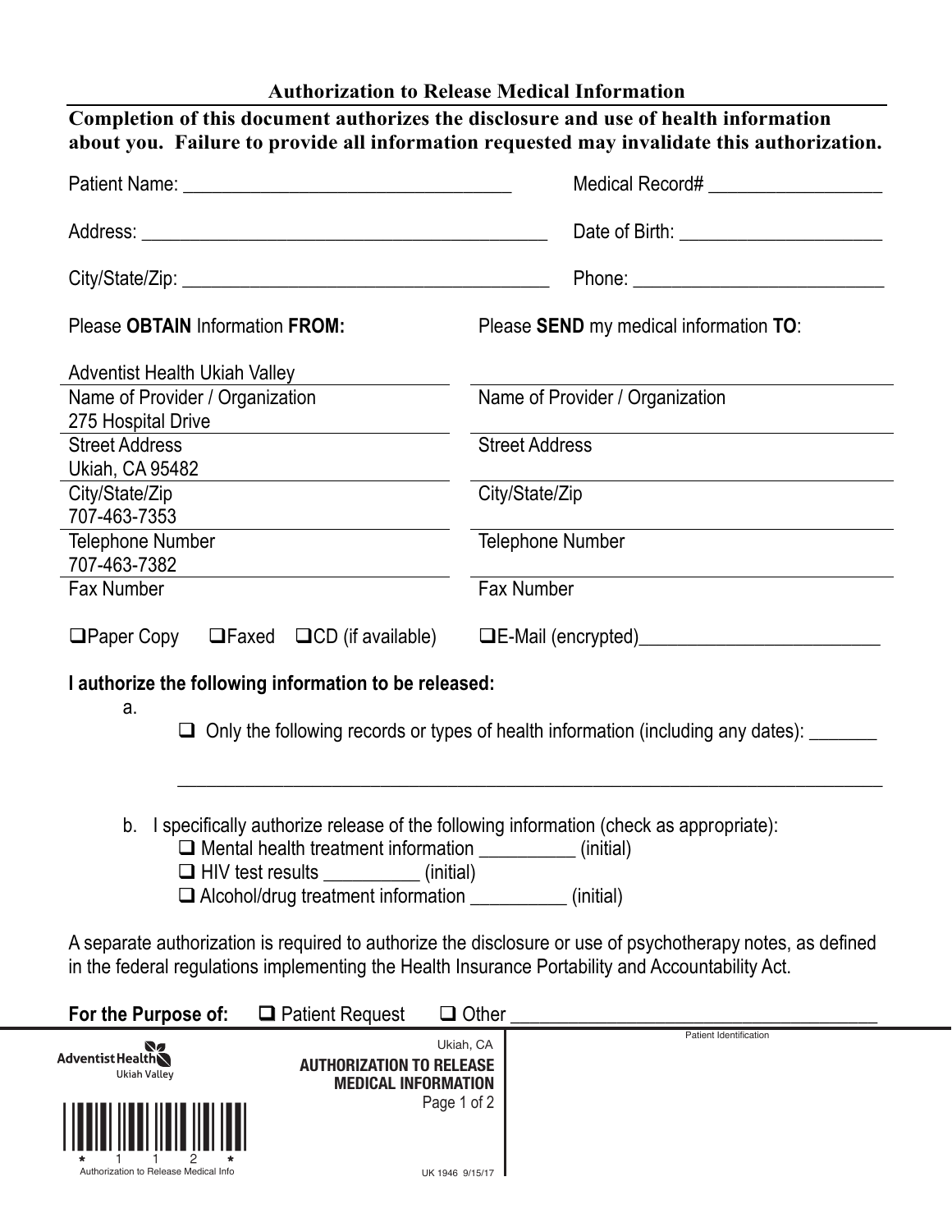## Authorization to Release Medical Information

**Completion of this document authorizes the disclosure and use of health information about you. Failure to provide all information requested may invalidate this authorization.**

Patient Name: ________________________________ Medical Record# __________________

Address: ________________________________________ Date of Birth: _____________________

City/State/Zip: ____________________________________ Phone: ___________________________

| Please **OBTAIN** Information **FROM:** | Please **SEND** my medical information **TO**: |
|---|---|
| Adventist Health Ukiah Valley | |
| Name of Provider / Organization | Name of Provider / Organization |
| 275 Hospital Drive | |
| Street Address | Street Address |
| Ukiah, CA 95482 | |
| City/State/Zip | City/State/Zip |
| 707-463-7353 | |
| Telephone Number | Telephone Number |
| 707-463-7382 | |
| Fax Number | Fax Number |

❑ Paper Copy ❑ Faxed ❑ CD (if available) ❑ E-Mail (encrypted)__________________________

**I authorize the following information to be released:**

a. ❑ Only the following records or types of health information (including any dates): _______

_____________________________________________________________________________

b. I specifically authorize release of the following information (check as appropriate):

- ❑ Mental health treatment information __________ (initial)
- ❑ HIV test results __________ (initial)
- ❑ Alcohol/drug treatment information __________ (initial)

A separate authorization is required to authorize the disclosure or use of psychotherapy notes, as defined in the federal regulations implementing the Health Insurance Portability and Accountability Act.

**For the Purpose of:** ❑ Patient Request ❑ Other ______________________________________

Adventist Health Ukiah Valley

*1 1 2*

Authorization to Release Medical Info

Ukiah, CA

**AUTHORIZATION TO RELEASE MEDICAL INFORMATION**

UK 1946 9/15/17

Patient Identification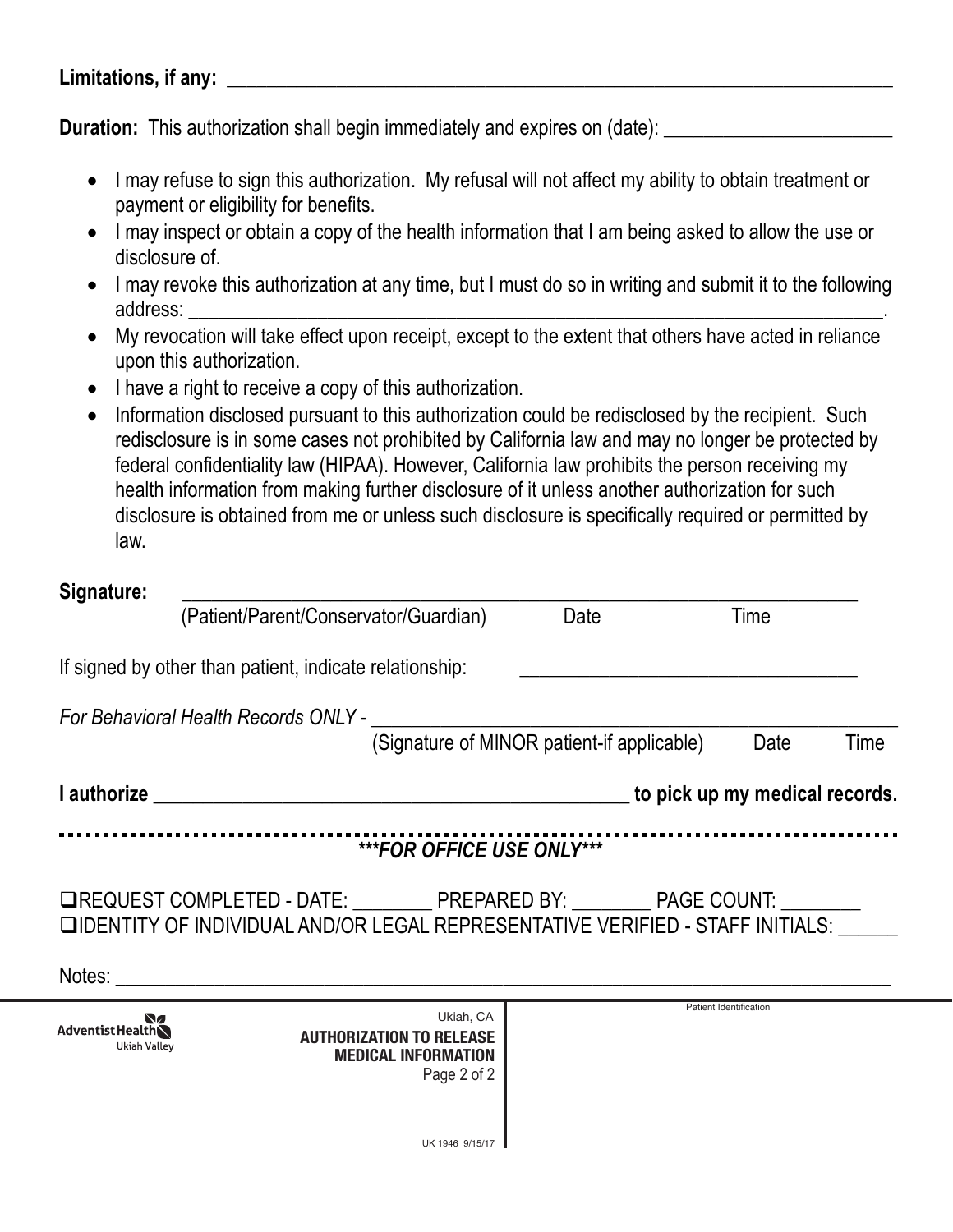**Limitations, if any:** ______________________________________________________________________

**Duration:** This authorization shall begin immediately and expires on (date): ________________________

- I may refuse to sign this authorization. My refusal will not affect my ability to obtain treatment or payment or eligibility for benefits.
- I may inspect or obtain a copy of the health information that I am being asked to allow the use or disclosure of.
- I may revoke this authorization at any time, but I must do so in writing and submit it to the following address: ___________________________________________________________________________.
- My revocation will take effect upon receipt, except to the extent that others have acted in reliance upon this authorization.
- I have a right to receive a copy of this authorization.
- Information disclosed pursuant to this authorization could be redisclosed by the recipient. Such redisclosure is in some cases not prohibited by California law and may no longer be protected by federal confidentiality law (HIPAA). However, California law prohibits the person receiving my health information from making further disclosure of it unless another authorization for such disclosure is obtained from me or unless such disclosure is specifically required or permitted by law.

**Signature:** ______________________________________________________________________

(Patient/Parent/Conservator/Guardian) Date Time

If signed by other than patient, indicate relationship: ___________________________________

*For Behavioral Health Records ONLY* - ___________________________________________________

(Signature of MINOR patient-if applicable) Date Time

**I authorize** ________________________________________________ **to pick up my medical records.**

***\*\*\*FOR OFFICE USE ONLY\*\*\****

❑REQUEST COMPLETED - DATE: ________ PREPARED BY: ________ PAGE COUNT: ________

❑IDENTITY OF INDIVIDUAL AND/OR LEGAL REPRESENTATIVE VERIFIED - STAFF INITIALS: ______

Notes: ______________________________________________________________________________

Adventist Health Ukiah Valley

Ukiah, CA

**AUTHORIZATION TO RELEASE MEDICAL INFORMATION**

UK 1946 9/15/17

Patient Identification